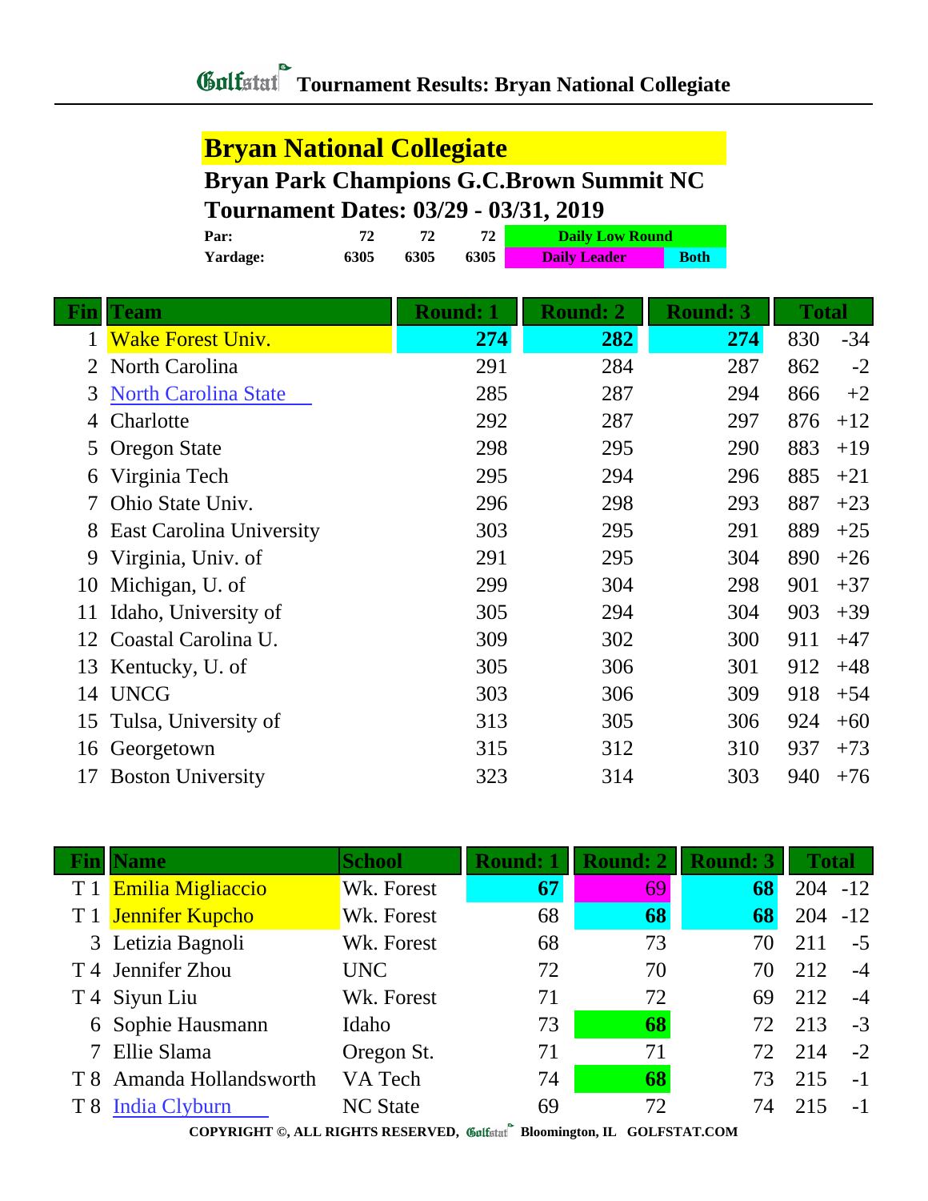# Golfstat Tournament Results: Bryan National Collegiate

## Bryan National Collegiate

### Bryan Park Champions G.C.Brown Summit NC

### Tournament Dates: 03/29 - 03/31, 2019

| | | | | |
|---|---|---|---|---|
| **Par:** | **72** | **72** | **72** | **Daily Low Round** |
| **Yardage:** | **6305** | **6305** | **6305** | **Daily Leader** / **Both** |

| Fin | Team | Round: 1 | Round: 2 | Round: 3 | Total | |
|---|---|---|---|---|---|---|
| 1 | Wake Forest Univ. | **274** | **282** | **274** | 830 | -34 |
| 2 | North Carolina | 291 | 284 | 287 | 862 | -2 |
| 3 | North Carolina State | 285 | 287 | 294 | 866 | +2 |
| 4 | Charlotte | 292 | 287 | 297 | 876 | +12 |
| 5 | Oregon State | 298 | 295 | 290 | 883 | +19 |
| 6 | Virginia Tech | 295 | 294 | 296 | 885 | +21 |
| 7 | Ohio State Univ. | 296 | 298 | 293 | 887 | +23 |
| 8 | East Carolina University | 303 | 295 | 291 | 889 | +25 |
| 9 | Virginia, Univ. of | 291 | 295 | 304 | 890 | +26 |
| 10 | Michigan, U. of | 299 | 304 | 298 | 901 | +37 |
| 11 | Idaho, University of | 305 | 294 | 304 | 903 | +39 |
| 12 | Coastal Carolina U. | 309 | 302 | 300 | 911 | +47 |
| 13 | Kentucky, U. of | 305 | 306 | 301 | 912 | +48 |
| 14 | UNCG | 303 | 306 | 309 | 918 | +54 |
| 15 | Tulsa, University of | 313 | 305 | 306 | 924 | +60 |
| 16 | Georgetown | 315 | 312 | 310 | 937 | +73 |
| 17 | Boston University | 323 | 314 | 303 | 940 | +76 |

| Fin | Name | School | Round: 1 | Round: 2 | Round: 3 | Total | |
|---|---|---|---|---|---|---|---|
| T 1 | Emilia Migliaccio | Wk. Forest | **67** | 69 | **68** | 204 | -12 |
| T 1 | Jennifer Kupcho | Wk. Forest | 68 | **68** | **68** | 204 | -12 |
| 3 | Letizia Bagnoli | Wk. Forest | 68 | 73 | 70 | 211 | -5 |
| T 4 | Jennifer Zhou | UNC | 72 | 70 | 70 | 212 | -4 |
| T 4 | Siyun Liu | Wk. Forest | 71 | 72 | 69 | 212 | -4 |
| 6 | Sophie Hausmann | Idaho | 73 | **68** | 72 | 213 | -3 |
| 7 | Ellie Slama | Oregon St. | 71 | 71 | 72 | 214 | -2 |
| T 8 | Amanda Hollandsworth | VA Tech | 74 | **68** | 73 | 215 | -1 |
| T 8 | India Clyburn | NC State | 69 | 72 | 74 | 215 | -1 |

COPYRIGHT ©, ALL RIGHTS RESERVED, Golfstat Bloomington, IL GOLFSTAT.COM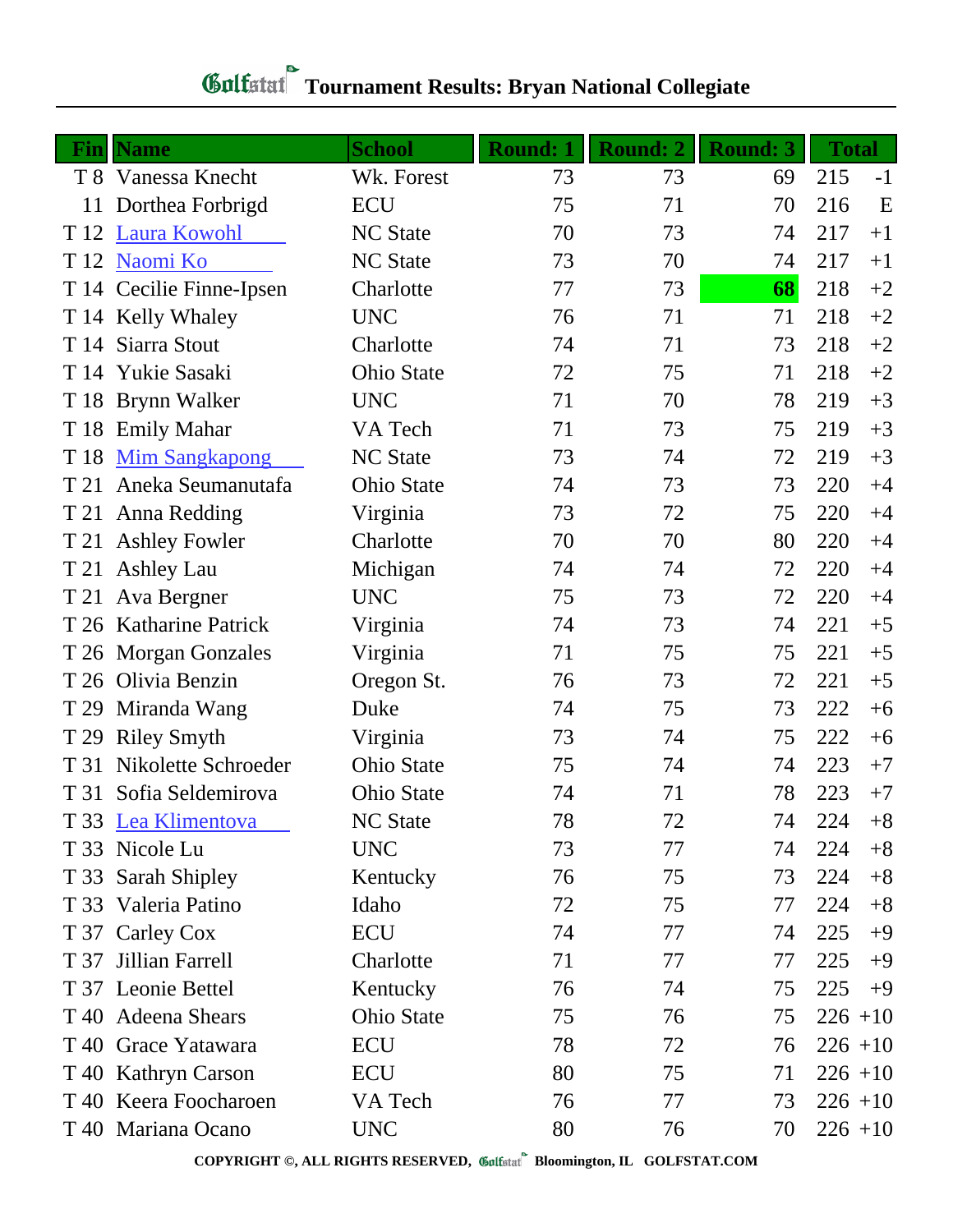# Tournament Results: Bryan National Collegiate

| Fin | Name | School | Round: 1 | Round: 2 | Round: 3 | Total | |
|---|---|---|---|---|---|---|---|
| T 8 | Vanessa Knecht | Wk. Forest | 73 | 73 | 69 | 215 | -1 |
| 11 | Dorthea Forbrigd | ECU | 75 | 71 | 70 | 216 | E |
| T 12 | Laura Kowohl | NC State | 70 | 73 | 74 | 217 | +1 |
| T 12 | Naomi Ko | NC State | 73 | 70 | 74 | 217 | +1 |
| T 14 | Cecilie Finne-Ipsen | Charlotte | 77 | 73 | **68** | 218 | +2 |
| T 14 | Kelly Whaley | UNC | 76 | 71 | 71 | 218 | +2 |
| T 14 | Siarra Stout | Charlotte | 74 | 71 | 73 | 218 | +2 |
| T 14 | Yukie Sasaki | Ohio State | 72 | 75 | 71 | 218 | +2 |
| T 18 | Brynn Walker | UNC | 71 | 70 | 78 | 219 | +3 |
| T 18 | Emily Mahar | VA Tech | 71 | 73 | 75 | 219 | +3 |
| T 18 | Mim Sangkapong | NC State | 73 | 74 | 72 | 219 | +3 |
| T 21 | Aneka Seumanutafa | Ohio State | 74 | 73 | 73 | 220 | +4 |
| T 21 | Anna Redding | Virginia | 73 | 72 | 75 | 220 | +4 |
| T 21 | Ashley Fowler | Charlotte | 70 | 70 | 80 | 220 | +4 |
| T 21 | Ashley Lau | Michigan | 74 | 74 | 72 | 220 | +4 |
| T 21 | Ava Bergner | UNC | 75 | 73 | 72 | 220 | +4 |
| T 26 | Katharine Patrick | Virginia | 74 | 73 | 74 | 221 | +5 |
| T 26 | Morgan Gonzales | Virginia | 71 | 75 | 75 | 221 | +5 |
| T 26 | Olivia Benzin | Oregon St. | 76 | 73 | 72 | 221 | +5 |
| T 29 | Miranda Wang | Duke | 74 | 75 | 73 | 222 | +6 |
| T 29 | Riley Smyth | Virginia | 73 | 74 | 75 | 222 | +6 |
| T 31 | Nikolette Schroeder | Ohio State | 75 | 74 | 74 | 223 | +7 |
| T 31 | Sofia Seldemirova | Ohio State | 74 | 71 | 78 | 223 | +7 |
| T 33 | Lea Klimentova | NC State | 78 | 72 | 74 | 224 | +8 |
| T 33 | Nicole Lu | UNC | 73 | 77 | 74 | 224 | +8 |
| T 33 | Sarah Shipley | Kentucky | 76 | 75 | 73 | 224 | +8 |
| T 33 | Valeria Patino | Idaho | 72 | 75 | 77 | 224 | +8 |
| T 37 | Carley Cox | ECU | 74 | 77 | 74 | 225 | +9 |
| T 37 | Jillian Farrell | Charlotte | 71 | 77 | 77 | 225 | +9 |
| T 37 | Leonie Bettel | Kentucky | 76 | 74 | 75 | 225 | +9 |
| T 40 | Adeena Shears | Ohio State | 75 | 76 | 75 | 226 | +10 |
| T 40 | Grace Yatawara | ECU | 78 | 72 | 76 | 226 | +10 |
| T 40 | Kathryn Carson | ECU | 80 | 75 | 71 | 226 | +10 |
| T 40 | Keera Foocharoen | VA Tech | 76 | 77 | 73 | 226 | +10 |
| T 40 | Mariana Ocano | UNC | 80 | 76 | 70 | 226 | +10 |

COPYRIGHT ©, ALL RIGHTS RESERVED, Golfstat Bloomington, IL GOLFSTAT.COM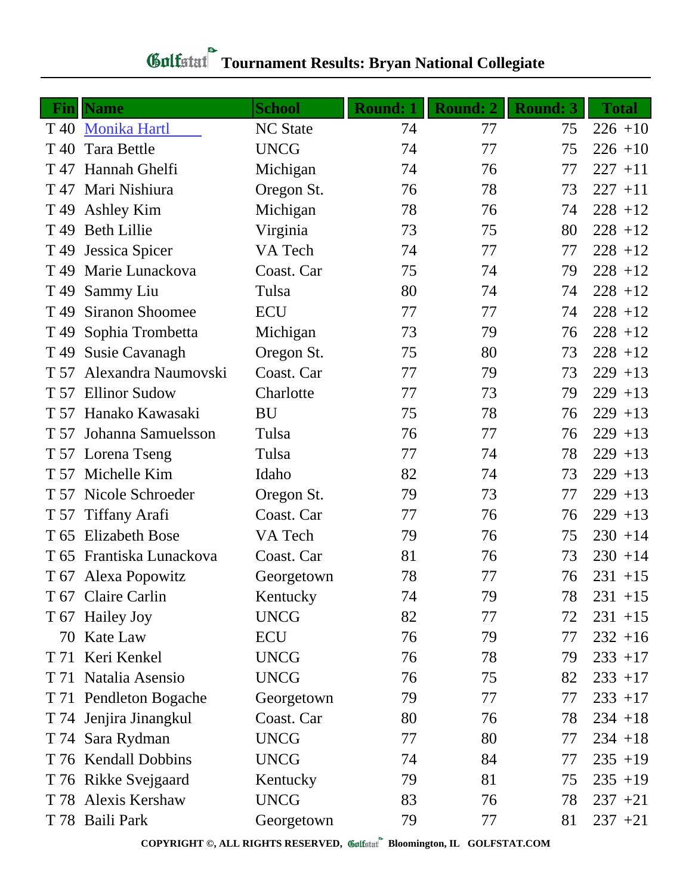# Golfstat Tournament Results: Bryan National Collegiate

| Fin | Name | School | Round: 1 | Round: 2 | Round: 3 | Total | |
|---|---|---|---|---|---|---|---|
| T 40 | Monika Hartl | NC State | 74 | 77 | 75 | 226 | +10 |
| T 40 | Tara Bettle | UNCG | 74 | 77 | 75 | 226 | +10 |
| T 47 | Hannah Ghelfi | Michigan | 74 | 76 | 77 | 227 | +11 |
| T 47 | Mari Nishiura | Oregon St. | 76 | 78 | 73 | 227 | +11 |
| T 49 | Ashley Kim | Michigan | 78 | 76 | 74 | 228 | +12 |
| T 49 | Beth Lillie | Virginia | 73 | 75 | 80 | 228 | +12 |
| T 49 | Jessica Spicer | VA Tech | 74 | 77 | 77 | 228 | +12 |
| T 49 | Marie Lunackova | Coast. Car | 75 | 74 | 79 | 228 | +12 |
| T 49 | Sammy Liu | Tulsa | 80 | 74 | 74 | 228 | +12 |
| T 49 | Siranon Shoomee | ECU | 77 | 77 | 74 | 228 | +12 |
| T 49 | Sophia Trombetta | Michigan | 73 | 79 | 76 | 228 | +12 |
| T 49 | Susie Cavanagh | Oregon St. | 75 | 80 | 73 | 228 | +12 |
| T 57 | Alexandra Naumovski | Coast. Car | 77 | 79 | 73 | 229 | +13 |
| T 57 | Ellinor Sudow | Charlotte | 77 | 73 | 79 | 229 | +13 |
| T 57 | Hanako Kawasaki | BU | 75 | 78 | 76 | 229 | +13 |
| T 57 | Johanna Samuelsson | Tulsa | 76 | 77 | 76 | 229 | +13 |
| T 57 | Lorena Tseng | Tulsa | 77 | 74 | 78 | 229 | +13 |
| T 57 | Michelle Kim | Idaho | 82 | 74 | 73 | 229 | +13 |
| T 57 | Nicole Schroeder | Oregon St. | 79 | 73 | 77 | 229 | +13 |
| T 57 | Tiffany Arafi | Coast. Car | 77 | 76 | 76 | 229 | +13 |
| T 65 | Elizabeth Bose | VA Tech | 79 | 76 | 75 | 230 | +14 |
| T 65 | Frantiska Lunackova | Coast. Car | 81 | 76 | 73 | 230 | +14 |
| T 67 | Alexa Popowitz | Georgetown | 78 | 77 | 76 | 231 | +15 |
| T 67 | Claire Carlin | Kentucky | 74 | 79 | 78 | 231 | +15 |
| T 67 | Hailey Joy | UNCG | 82 | 77 | 72 | 231 | +15 |
| 70 | Kate Law | ECU | 76 | 79 | 77 | 232 | +16 |
| T 71 | Keri Kenkel | UNCG | 76 | 78 | 79 | 233 | +17 |
| T 71 | Natalia Asensio | UNCG | 76 | 75 | 82 | 233 | +17 |
| T 71 | Pendleton Bogache | Georgetown | 79 | 77 | 77 | 233 | +17 |
| T 74 | Jenjira Jinangkul | Coast. Car | 80 | 76 | 78 | 234 | +18 |
| T 74 | Sara Rydman | UNCG | 77 | 80 | 77 | 234 | +18 |
| T 76 | Kendall Dobbins | UNCG | 74 | 84 | 77 | 235 | +19 |
| T 76 | Rikke Svejgaard | Kentucky | 79 | 81 | 75 | 235 | +19 |
| T 78 | Alexis Kershaw | UNCG | 83 | 76 | 78 | 237 | +21 |
| T 78 | Baili Park | Georgetown | 79 | 77 | 81 | 237 | +21 |

**COPYRIGHT ©, ALL RIGHTS RESERVED, Golfstat Bloomington, IL GOLFSTAT.COM**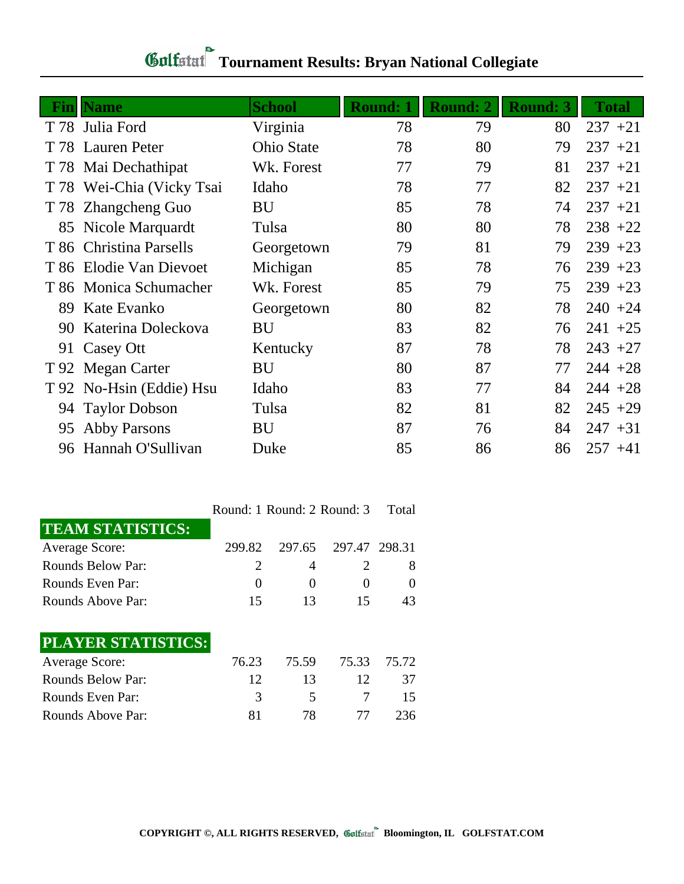# Golfstat Tournament Results: Bryan National Collegiate

| Fin | Name | School | Round: 1 | Round: 2 | Round: 3 | Total |
|---|---|---|---|---|---|---|
| T 78 | Julia Ford | Virginia | 78 | 79 | 80 | 237 +21 |
| T 78 | Lauren Peter | Ohio State | 78 | 80 | 79 | 237 +21 |
| T 78 | Mai Dechathipat | Wk. Forest | 77 | 79 | 81 | 237 +21 |
| T 78 | Wei-Chia (Vicky Tsai | Idaho | 78 | 77 | 82 | 237 +21 |
| T 78 | Zhangcheng Guo | BU | 85 | 78 | 74 | 237 +21 |
| 85 | Nicole Marquardt | Tulsa | 80 | 80 | 78 | 238 +22 |
| T 86 | Christina Parsells | Georgetown | 79 | 81 | 79 | 239 +23 |
| T 86 | Elodie Van Dievoet | Michigan | 85 | 78 | 76 | 239 +23 |
| T 86 | Monica Schumacher | Wk. Forest | 85 | 79 | 75 | 239 +23 |
| 89 | Kate Evanko | Georgetown | 80 | 82 | 78 | 240 +24 |
| 90 | Katerina Doleckova | BU | 83 | 82 | 76 | 241 +25 |
| 91 | Casey Ott | Kentucky | 87 | 78 | 78 | 243 +27 |
| T 92 | Megan Carter | BU | 80 | 87 | 77 | 244 +28 |
| T 92 | No-Hsin (Eddie) Hsu | Idaho | 83 | 77 | 84 | 244 +28 |
| 94 | Taylor Dobson | Tulsa | 82 | 81 | 82 | 245 +29 |
| 95 | Abby Parsons | BU | 87 | 76 | 84 | 247 +31 |
| 96 | Hannah O'Sullivan | Duke | 85 | 86 | 86 | 257 +41 |

| TEAM STATISTICS: | Round: 1 | Round: 2 | Round: 3 | Total |
|---|---|---|---|---|
| Average Score: | 299.82 | 297.65 | 297.47 | 298.31 |
| Rounds Below Par: | 2 | 4 | 2 | 8 |
| Rounds Even Par: | 0 | 0 | 0 | 0 |
| Rounds Above Par: | 15 | 13 | 15 | 43 |

| PLAYER STATISTICS: | Round: 1 | Round: 2 | Round: 3 | Total |
|---|---|---|---|---|
| Average Score: | 76.23 | 75.59 | 75.33 | 75.72 |
| Rounds Below Par: | 12 | 13 | 12 | 37 |
| Rounds Even Par: | 3 | 5 | 7 | 15 |
| Rounds Above Par: | 81 | 78 | 77 | 236 |

**COPYRIGHT ©, ALL RIGHTS RESERVED, Golfstat Bloomington, IL GOLFSTAT.COM**